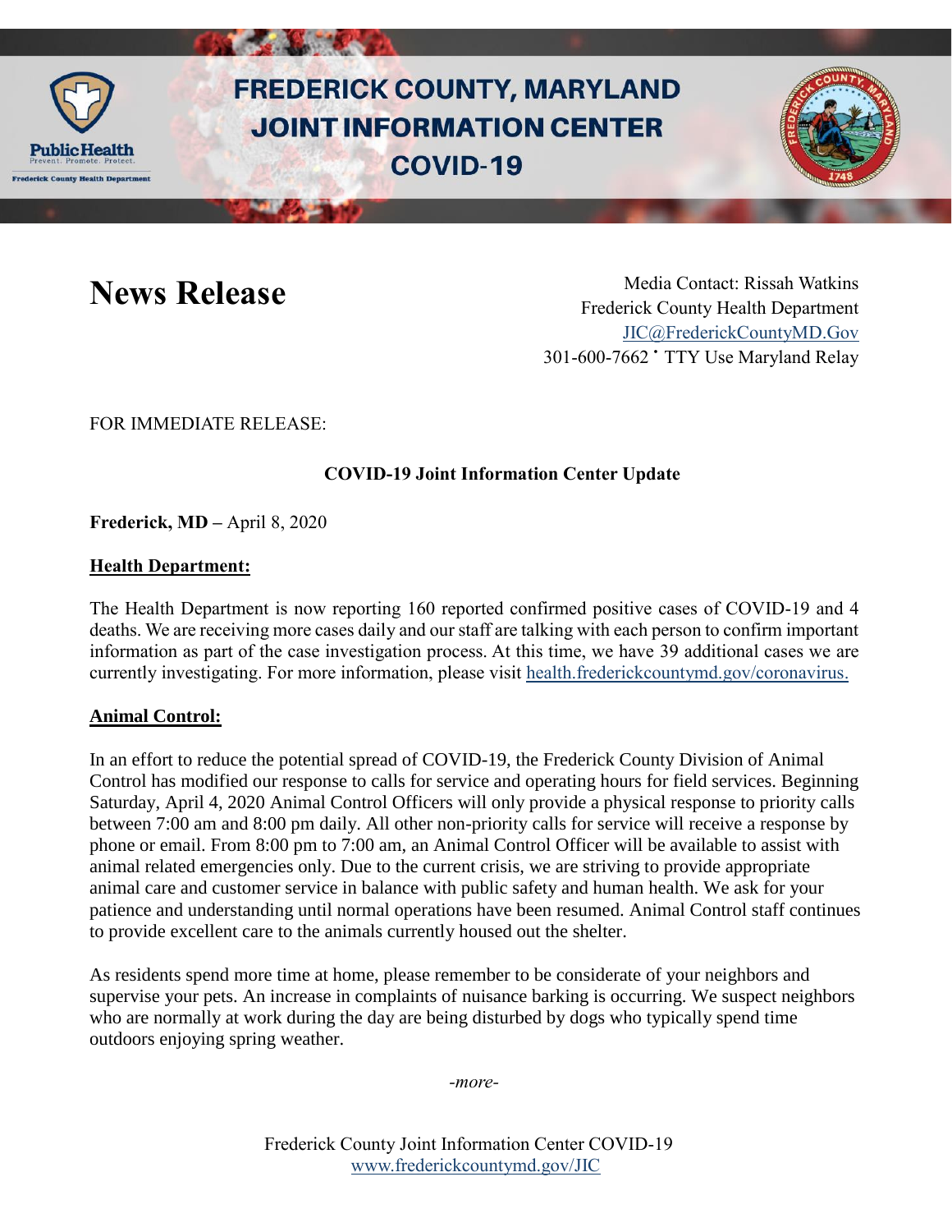# FREDERICK COUNTY, MARYLAND JOINT INFORMATION CENTER COVID-19

# News Release

Media Contact: Rissah Watkins
Frederick County Health Department
JIC@FrederickCountyMD.Gov
301-600-7662 • TTY Use Maryland Relay

FOR IMMEDIATE RELEASE:

**COVID-19 Joint Information Center Update**

**Frederick, MD –** April 8, 2020

**Health Department:**

The Health Department is now reporting 160 reported confirmed positive cases of COVID-19 and 4 deaths. We are receiving more cases daily and our staff are talking with each person to confirm important information as part of the case investigation process. At this time, we have 39 additional cases we are currently investigating. For more information, please visit health.frederickcountymd.gov/coronavirus.

**Animal Control:**

In an effort to reduce the potential spread of COVID-19, the Frederick County Division of Animal Control has modified our response to calls for service and operating hours for field services. Beginning Saturday, April 4, 2020 Animal Control Officers will only provide a physical response to priority calls between 7:00 am and 8:00 pm daily. All other non-priority calls for service will receive a response by phone or email. From 8:00 pm to 7:00 am, an Animal Control Officer will be available to assist with animal related emergencies only. Due to the current crisis, we are striving to provide appropriate animal care and customer service in balance with public safety and human health. We ask for your patience and understanding until normal operations have been resumed. Animal Control staff continues to provide excellent care to the animals currently housed out the shelter.

As residents spend more time at home, please remember to be considerate of your neighbors and supervise your pets. An increase in complaints of nuisance barking is occurring. We suspect neighbors who are normally at work during the day are being disturbed by dogs who typically spend time outdoors enjoying spring weather.

*-more-*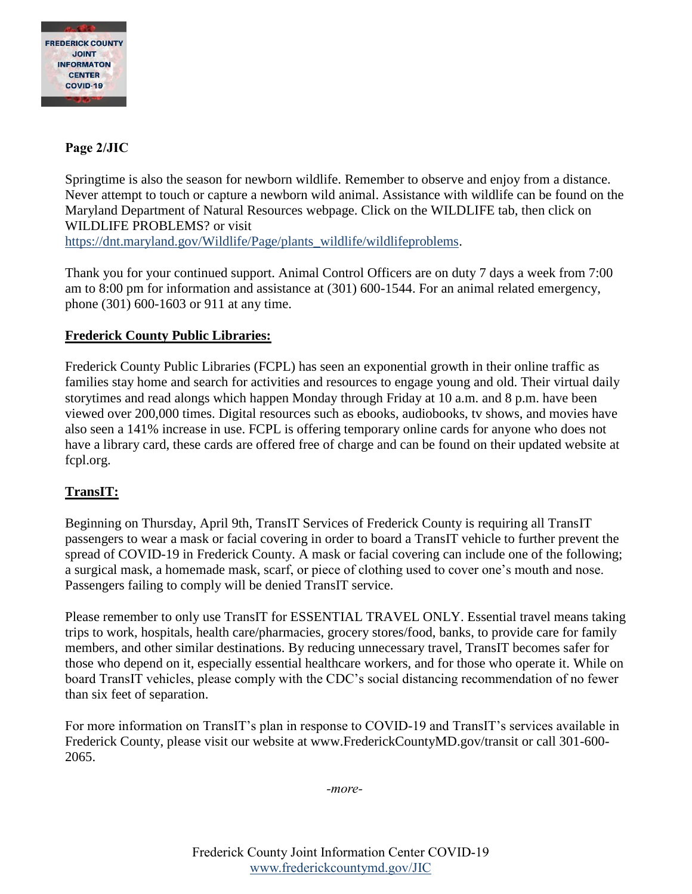**Page 2/JIC**

Springtime is also the season for newborn wildlife. Remember to observe and enjoy from a distance. Never attempt to touch or capture a newborn wild animal. Assistance with wildlife can be found on the Maryland Department of Natural Resources webpage. Click on the WILDLIFE tab, then click on WILDLIFE PROBLEMS? or visit https://dnt.maryland.gov/Wildlife/Page/plants_wildlife/wildlifeproblems.

Thank you for your continued support. Animal Control Officers are on duty 7 days a week from 7:00 am to 8:00 pm for information and assistance at (301) 600-1544. For an animal related emergency, phone (301) 600-1603 or 911 at any time.

**Frederick County Public Libraries:**

Frederick County Public Libraries (FCPL) has seen an exponential growth in their online traffic as families stay home and search for activities and resources to engage young and old. Their virtual daily storytimes and read alongs which happen Monday through Friday at 10 a.m. and 8 p.m. have been viewed over 200,000 times. Digital resources such as ebooks, audiobooks, tv shows, and movies have also seen a 141% increase in use. FCPL is offering temporary online cards for anyone who does not have a library card, these cards are offered free of charge and can be found on their updated website at fcpl.org.

**TransIT:**

Beginning on Thursday, April 9th, TransIT Services of Frederick County is requiring all TransIT passengers to wear a mask or facial covering in order to board a TransIT vehicle to further prevent the spread of COVID-19 in Frederick County. A mask or facial covering can include one of the following; a surgical mask, a homemade mask, scarf, or piece of clothing used to cover one's mouth and nose. Passengers failing to comply will be denied TransIT service.

Please remember to only use TransIT for ESSENTIAL TRAVEL ONLY. Essential travel means taking trips to work, hospitals, health care/pharmacies, grocery stores/food, banks, to provide care for family members, and other similar destinations. By reducing unnecessary travel, TransIT becomes safer for those who depend on it, especially essential healthcare workers, and for those who operate it. While on board TransIT vehicles, please comply with the CDC's social distancing recommendation of no fewer than six feet of separation.

For more information on TransIT's plan in response to COVID-19 and TransIT's services available in Frederick County, please visit our website at www.FrederickCountyMD.gov/transit or call 301-600-2065.

*-more-*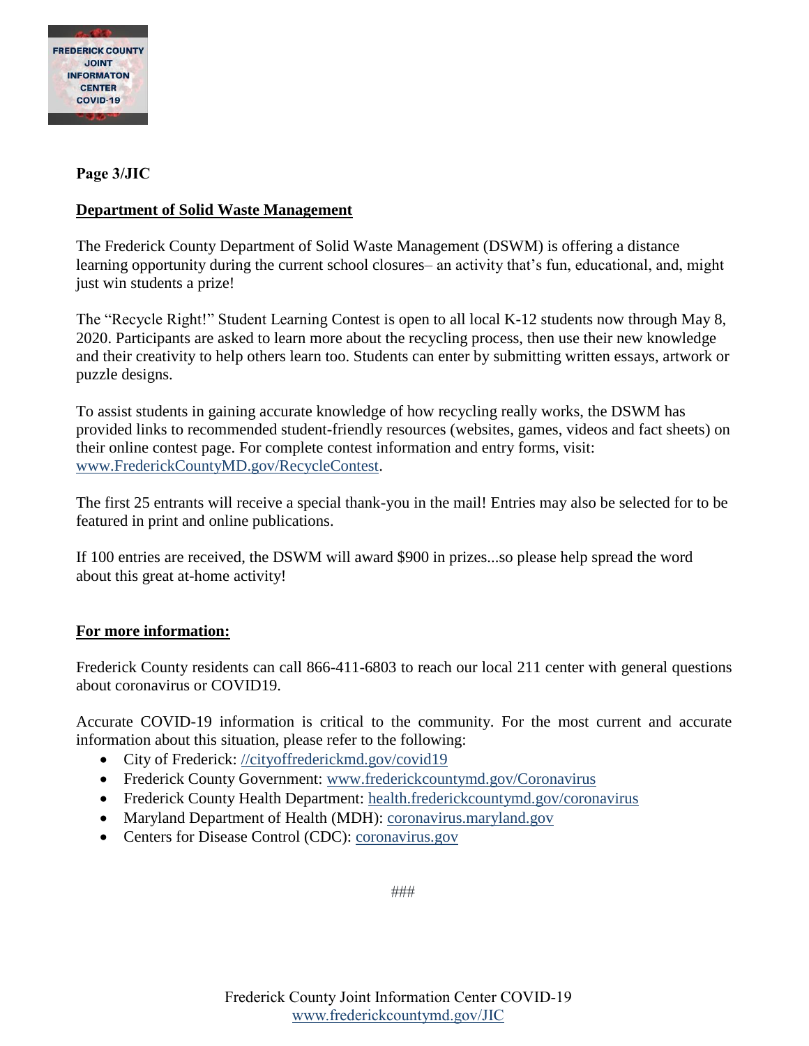**Page 3/JIC**

## Department of Solid Waste Management

The Frederick County Department of Solid Waste Management (DSWM) is offering a distance learning opportunity during the current school closures– an activity that's fun, educational, and, might just win students a prize!

The "Recycle Right!" Student Learning Contest is open to all local K-12 students now through May 8, 2020. Participants are asked to learn more about the recycling process, then use their new knowledge and their creativity to help others learn too. Students can enter by submitting written essays, artwork or puzzle designs.

To assist students in gaining accurate knowledge of how recycling really works, the DSWM has provided links to recommended student-friendly resources (websites, games, videos and fact sheets) on their online contest page. For complete contest information and entry forms, visit: www.FrederickCountyMD.gov/RecycleContest.

The first 25 entrants will receive a special thank-you in the mail! Entries may also be selected for to be featured in print and online publications.

If 100 entries are received, the DSWM will award $900 in prizes...so please help spread the word about this great at-home activity!

## For more information:

Frederick County residents can call 866-411-6803 to reach our local 211 center with general questions about coronavirus or COVID19.

Accurate COVID-19 information is critical to the community. For the most current and accurate information about this situation, please refer to the following:

- City of Frederick: //cityoffrederickmd.gov/covid19
- Frederick County Government: www.frederickcountymd.gov/Coronavirus
- Frederick County Health Department: health.frederickcountymd.gov/coronavirus
- Maryland Department of Health (MDH): coronavirus.maryland.gov
- Centers for Disease Control (CDC): coronavirus.gov

###